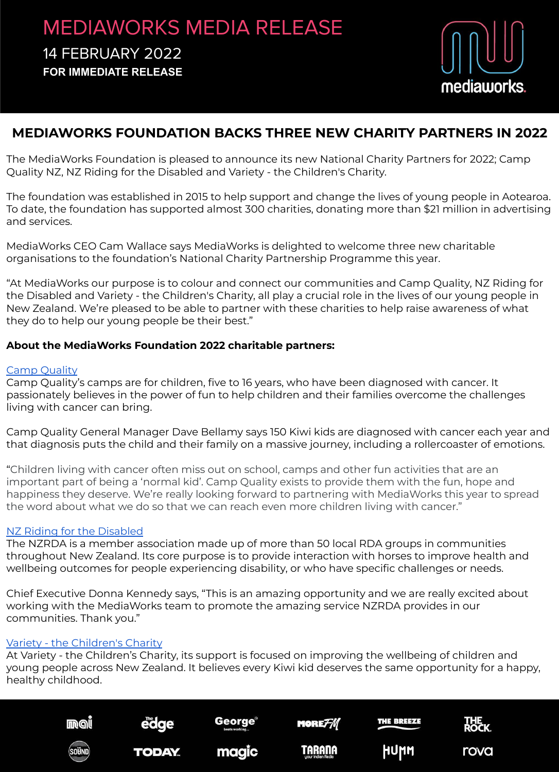# MEDIAWORKS MEDIA RELEASE

14 FEBRUARY 2022

**FOR IMMEDIATE RELEASE**

## MEDIAWORKS FOUNDATION BACKS THREE NEW CHARITY PARTNERS IN 2022

The MediaWorks Foundation is pleased to announce its new National Charity Partners for 2022; Camp Quality NZ, NZ Riding for the Disabled and Variety - the Children's Charity.

The foundation was established in 2015 to help support and change the lives of young people in Aotearoa. To date, the foundation has supported almost 300 charities, donating more than $21 million in advertising and services.

MediaWorks CEO Cam Wallace says MediaWorks is delighted to welcome three new charitable organisations to the foundation's National Charity Partnership Programme this year.

"At MediaWorks our purpose is to colour and connect our communities and Camp Quality, NZ Riding for the Disabled and Variety - the Children's Charity, all play a crucial role in the lives of our young people in New Zealand. We're pleased to be able to partner with these charities to help raise awareness of what they do to help our young people be their best."

**About the MediaWorks Foundation 2022 charitable partners:**

Camp Quality

Camp Quality's camps are for children, five to 16 years, who have been diagnosed with cancer. It passionately believes in the power of fun to help children and their families overcome the challenges living with cancer can bring.

Camp Quality General Manager Dave Bellamy says 150 Kiwi kids are diagnosed with cancer each year and that diagnosis puts the child and their family on a massive journey, including a rollercoaster of emotions.

"Children living with cancer often miss out on school, camps and other fun activities that are an important part of being a 'normal kid'. Camp Quality exists to provide them with the fun, hope and happiness they deserve. We're really looking forward to partnering with MediaWorks this year to spread the word about what we do so that we can reach even more children living with cancer."

NZ Riding for the Disabled

The NZRDA is a member association made up of more than 50 local RDA groups in communities throughout New Zealand. Its core purpose is to provide interaction with horses to improve health and wellbeing outcomes for people experiencing disability, or who have specific challenges or needs.

Chief Executive Donna Kennedy says, "This is an amazing opportunity and we are really excited about working with the MediaWorks team to promote the amazing service NZRDA provides in our communities. Thank you."

Variety - the Children's Charity

At Variety - the Children's Charity, its support is focused on improving the wellbeing of children and young people across New Zealand. It believes every Kiwi kid deserves the same opportunity for a happy, healthy childhood.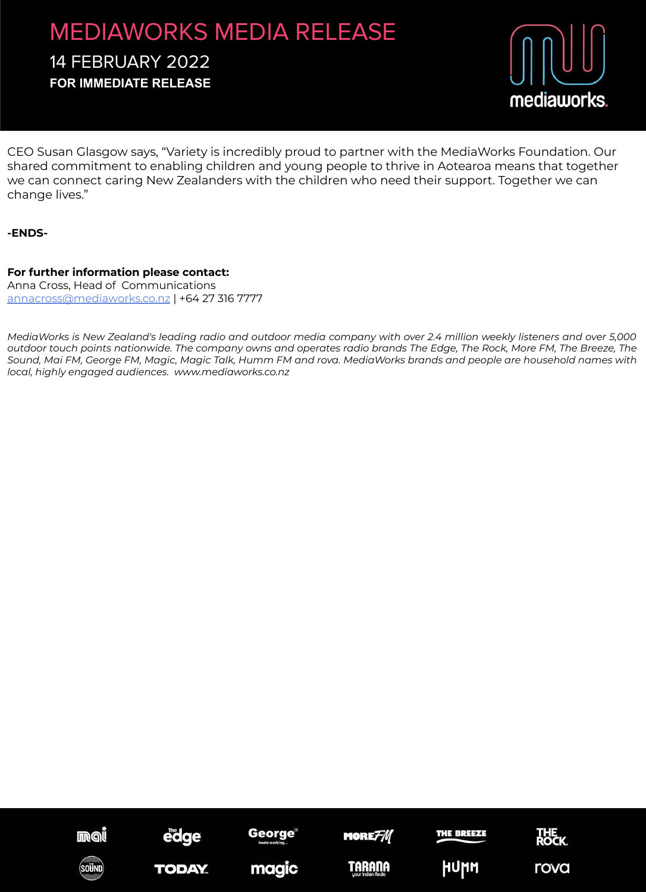# MEDIAWORKS MEDIA RELEASE

14 FEBRUARY 2022

**FOR IMMEDIATE RELEASE**

CEO Susan Glasgow says, "Variety is incredibly proud to partner with the MediaWorks Foundation. Our shared commitment to enabling children and young people to thrive in Aotearoa means that together we can connect caring New Zealanders with the children who need their support. Together we can change lives."

**-ENDS-**

**For further information please contact:**
Anna Cross, Head of Communications
annacross@mediaworks.co.nz | +64 27 316 7777

*MediaWorks is New Zealand's leading radio and outdoor media company with over 2.4 million weekly listeners and over 5,000 outdoor touch points nationwide. The company owns and operates radio brands The Edge, The Rock, More FM, The Breeze, The Sound, Mai FM, George FM, Magic, Magic Talk, Humm FM and rova. MediaWorks brands and people are household names with local, highly engaged audiences. www.mediaworks.co.nz*